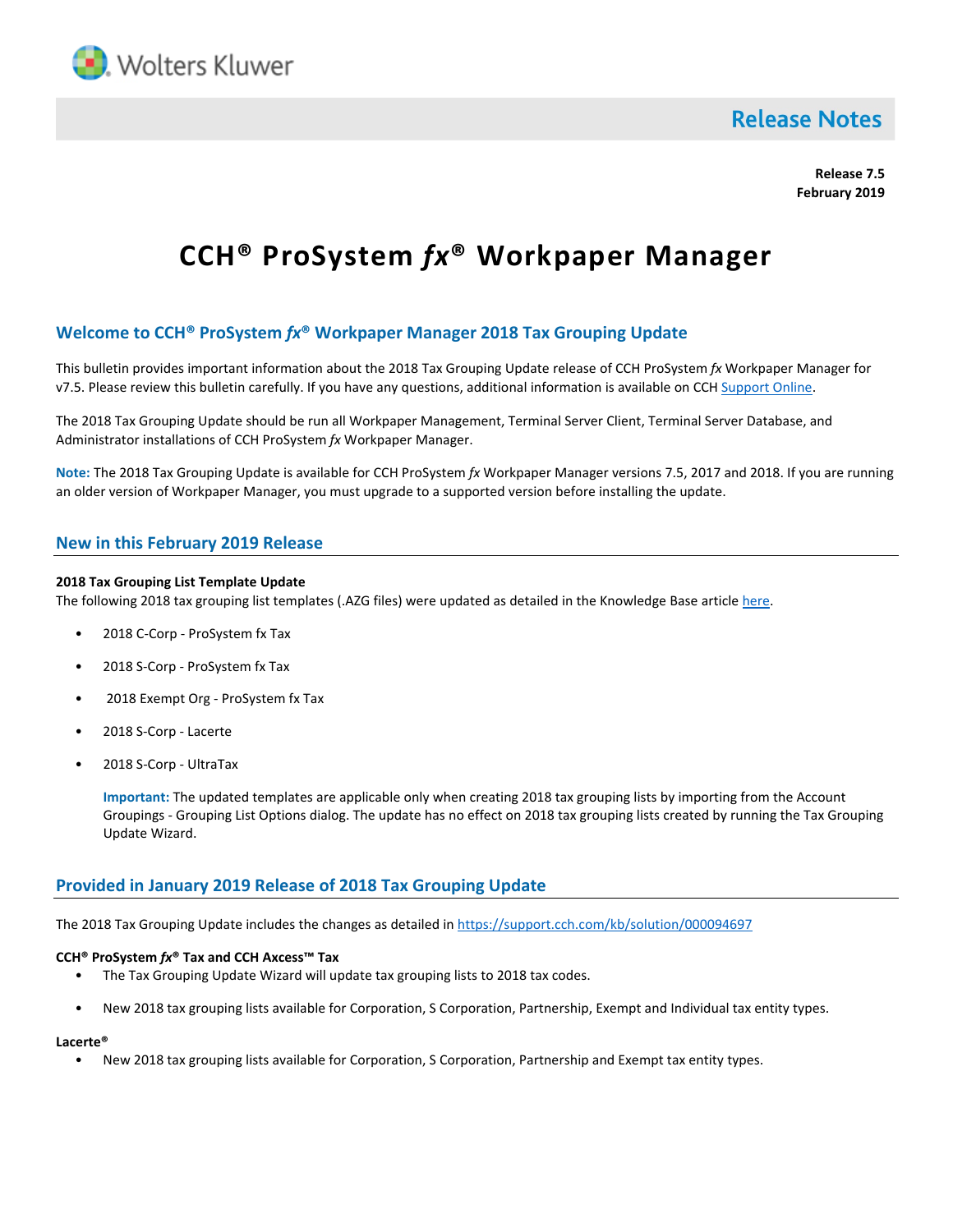Wolters Kluwer

Release Notes

**Release 7.5**
**February 2019**

# CCH® ProSystem *fx*® Workpaper Manager

## Welcome to CCH® ProSystem *fx*® Workpaper Manager 2018 Tax Grouping Update

This bulletin provides important information about the 2018 Tax Grouping Update release of CCH ProSystem *fx* Workpaper Manager for v7.5. Please review this bulletin carefully. If you have any questions, additional information is available on CCH [Support Online](#).

The 2018 Tax Grouping Update should be run all Workpaper Management, Terminal Server Client, Terminal Server Database, and Administrator installations of CCH ProSystem *fx* Workpaper Manager.

**Note:** The 2018 Tax Grouping Update is available for CCH ProSystem *fx* Workpaper Manager versions 7.5, 2017 and 2018. If you are running an older version of Workpaper Manager, you must upgrade to a supported version before installing the update.

## New in this February 2019 Release

**2018 Tax Grouping List Template Update**
The following 2018 tax grouping list templates (.AZG files) were updated as detailed in the Knowledge Base article [here](#).

- 2018 C-Corp - ProSystem fx Tax
- 2018 S-Corp - ProSystem fx Tax
- 2018 Exempt Org - ProSystem fx Tax
- 2018 S-Corp - Lacerte
- 2018 S-Corp - UltraTax

  **Important:** The updated templates are applicable only when creating 2018 tax grouping lists by importing from the Account Groupings - Grouping List Options dialog. The update has no effect on 2018 tax grouping lists created by running the Tax Grouping Update Wizard.

## Provided in January 2019 Release of 2018 Tax Grouping Update

The 2018 Tax Grouping Update includes the changes as detailed in https://support.cch.com/kb/solution/000094697

**CCH® ProSystem *fx*® Tax and CCH Axcess™ Tax**

- The Tax Grouping Update Wizard will update tax grouping lists to 2018 tax codes.
- New 2018 tax grouping lists available for Corporation, S Corporation, Partnership, Exempt and Individual tax entity types.

**Lacerte®**

- New 2018 tax grouping lists available for Corporation, S Corporation, Partnership and Exempt tax entity types.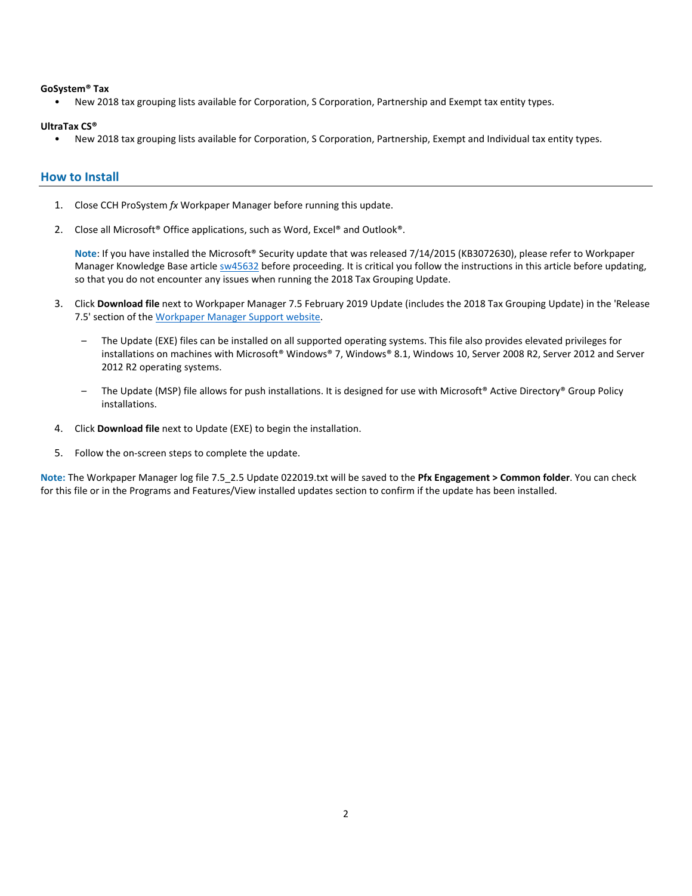**GoSystem® Tax**

- New 2018 tax grouping lists available for Corporation, S Corporation, Partnership and Exempt tax entity types.

**UltraTax CS®**

- New 2018 tax grouping lists available for Corporation, S Corporation, Partnership, Exempt and Individual tax entity types.

## How to Install

1. Close CCH ProSystem *fx* Workpaper Manager before running this update.

2. Close all Microsoft® Office applications, such as Word, Excel® and Outlook®.

   **Note**: If you have installed the Microsoft® Security update that was released 7/14/2015 (KB3072630), please refer to Workpaper Manager Knowledge Base article sw45632 before proceeding. It is critical you follow the instructions in this article before updating, so that you do not encounter any issues when running the 2018 Tax Grouping Update.

3. Click **Download file** next to Workpaper Manager 7.5 February 2019 Update (includes the 2018 Tax Grouping Update) in the 'Release 7.5' section of the Workpaper Manager Support website.

   – The Update (EXE) files can be installed on all supported operating systems. This file also provides elevated privileges for installations on machines with Microsoft® Windows® 7, Windows® 8.1, Windows 10, Server 2008 R2, Server 2012 and Server 2012 R2 operating systems.

   – The Update (MSP) file allows for push installations. It is designed for use with Microsoft® Active Directory® Group Policy installations.

4. Click **Download file** next to Update (EXE) to begin the installation.

5. Follow the on-screen steps to complete the update.

**Note:** The Workpaper Manager log file 7.5_2.5 Update 022019.txt will be saved to the **Pfx Engagement > Common folder**. You can check for this file or in the Programs and Features/View installed updates section to confirm if the update has been installed.